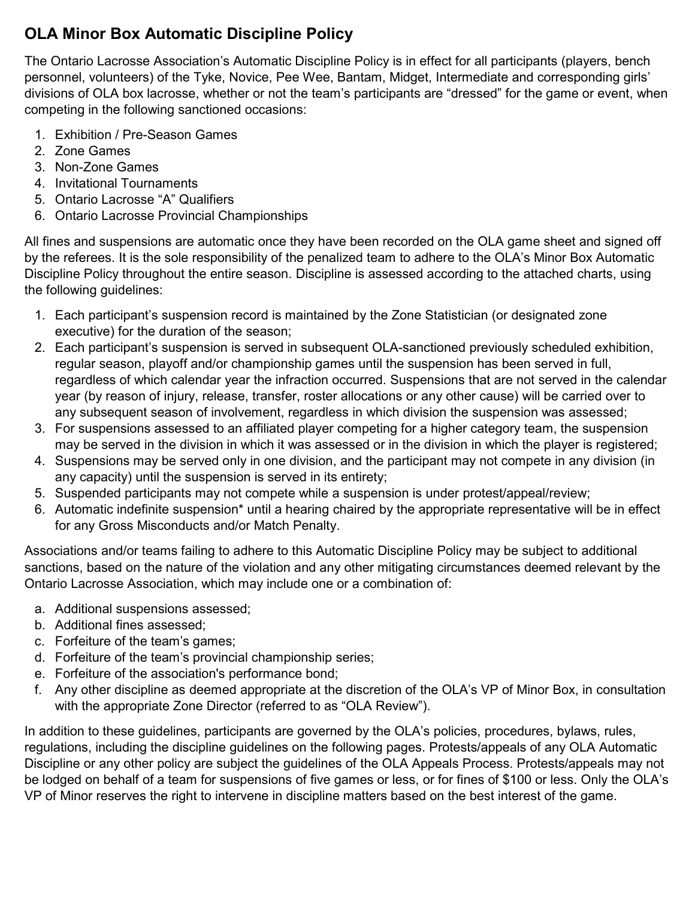## OLA Minor Box Automatic Discipline Policy

The Ontario Lacrosse Association's Automatic Discipline Policy is in effect for all participants (players, bench personnel, volunteers) of the Tyke, Novice, Pee Wee, Bantam, Midget, Intermediate and corresponding girls' divisions of OLA box lacrosse, whether or not the team's participants are "dressed" for the game or event, when competing in the following sanctioned occasions:

1. Exhibition / Pre-Season Games
2. Zone Games
3. Non-Zone Games
4. Invitational Tournaments
5. Ontario Lacrosse "A" Qualifiers
6. Ontario Lacrosse Provincial Championships

All fines and suspensions are automatic once they have been recorded on the OLA game sheet and signed off by the referees. It is the sole responsibility of the penalized team to adhere to the OLA's Minor Box Automatic Discipline Policy throughout the entire season. Discipline is assessed according to the attached charts, using the following guidelines:

1. Each participant's suspension record is maintained by the Zone Statistician (or designated zone executive) for the duration of the season;
2. Each participant's suspension is served in subsequent OLA-sanctioned previously scheduled exhibition, regular season, playoff and/or championship games until the suspension has been served in full, regardless of which calendar year the infraction occurred. Suspensions that are not served in the calendar year (by reason of injury, release, transfer, roster allocations or any other cause) will be carried over to any subsequent season of involvement, regardless in which division the suspension was assessed;
3. For suspensions assessed to an affiliated player competing for a higher category team, the suspension may be served in the division in which it was assessed or in the division in which the player is registered;
4. Suspensions may be served only in one division, and the participant may not compete in any division (in any capacity) until the suspension is served in its entirety;
5. Suspended participants may not compete while a suspension is under protest/appeal/review;
6. Automatic indefinite suspension* until a hearing chaired by the appropriate representative will be in effect for any Gross Misconducts and/or Match Penalty.

Associations and/or teams failing to adhere to this Automatic Discipline Policy may be subject to additional sanctions, based on the nature of the violation and any other mitigating circumstances deemed relevant by the Ontario Lacrosse Association, which may include one or a combination of:

a. Additional suspensions assessed;
b. Additional fines assessed;
c. Forfeiture of the team's games;
d. Forfeiture of the team's provincial championship series;
e. Forfeiture of the association's performance bond;
f. Any other discipline as deemed appropriate at the discretion of the OLA's VP of Minor Box, in consultation with the appropriate Zone Director (referred to as "OLA Review").

In addition to these guidelines, participants are governed by the OLA's policies, procedures, bylaws, rules, regulations, including the discipline guidelines on the following pages. Protests/appeals of any OLA Automatic Discipline or any other policy are subject the guidelines of the OLA Appeals Process. Protests/appeals may not be lodged on behalf of a team for suspensions of five games or less, or for fines of $100 or less. Only the OLA's VP of Minor reserves the right to intervene in discipline matters based on the best interest of the game.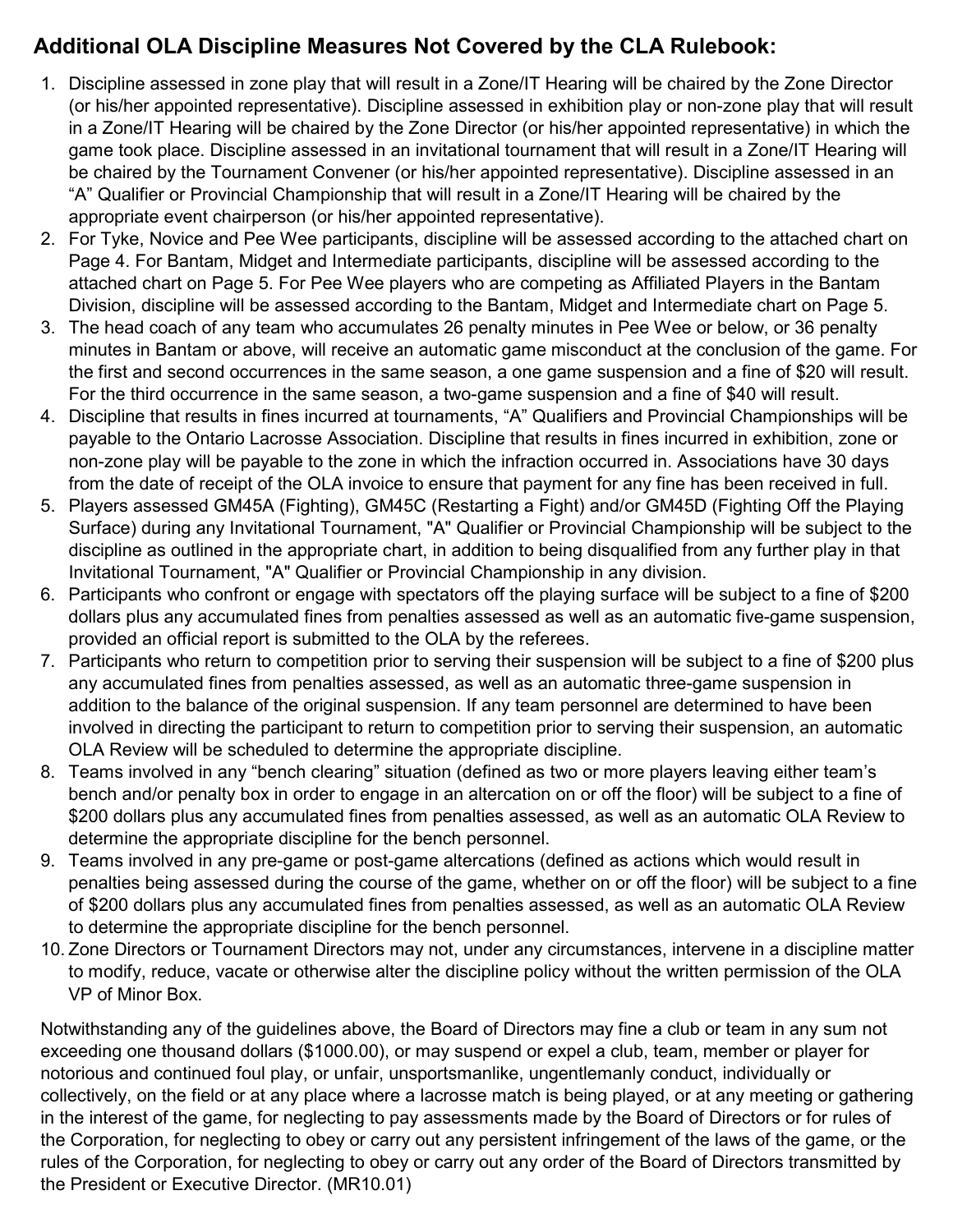## Additional OLA Discipline Measures Not Covered by the CLA Rulebook:

1. Discipline assessed in zone play that will result in a Zone/IT Hearing will be chaired by the Zone Director (or his/her appointed representative). Discipline assessed in exhibition play or non-zone play that will result in a Zone/IT Hearing will be chaired by the Zone Director (or his/her appointed representative) in which the game took place. Discipline assessed in an invitational tournament that will result in a Zone/IT Hearing will be chaired by the Tournament Convener (or his/her appointed representative). Discipline assessed in an "A" Qualifier or Provincial Championship that will result in a Zone/IT Hearing will be chaired by the appropriate event chairperson (or his/her appointed representative).
2. For Tyke, Novice and Pee Wee participants, discipline will be assessed according to the attached chart on Page 4. For Bantam, Midget and Intermediate participants, discipline will be assessed according to the attached chart on Page 5. For Pee Wee players who are competing as Affiliated Players in the Bantam Division, discipline will be assessed according to the Bantam, Midget and Intermediate chart on Page 5.
3. The head coach of any team who accumulates 26 penalty minutes in Pee Wee or below, or 36 penalty minutes in Bantam or above, will receive an automatic game misconduct at the conclusion of the game. For the first and second occurrences in the same season, a one game suspension and a fine of $20 will result. For the third occurrence in the same season, a two-game suspension and a fine of $40 will result.
4. Discipline that results in fines incurred at tournaments, "A" Qualifiers and Provincial Championships will be payable to the Ontario Lacrosse Association. Discipline that results in fines incurred in exhibition, zone or non-zone play will be payable to the zone in which the infraction occurred in. Associations have 30 days from the date of receipt of the OLA invoice to ensure that payment for any fine has been received in full.
5. Players assessed GM45A (Fighting), GM45C (Restarting a Fight) and/or GM45D (Fighting Off the Playing Surface) during any Invitational Tournament, "A" Qualifier or Provincial Championship will be subject to the discipline as outlined in the appropriate chart, in addition to being disqualified from any further play in that Invitational Tournament, "A" Qualifier or Provincial Championship in any division.
6. Participants who confront or engage with spectators off the playing surface will be subject to a fine of $200 dollars plus any accumulated fines from penalties assessed as well as an automatic five-game suspension, provided an official report is submitted to the OLA by the referees.
7. Participants who return to competition prior to serving their suspension will be subject to a fine of $200 plus any accumulated fines from penalties assessed, as well as an automatic three-game suspension in addition to the balance of the original suspension. If any team personnel are determined to have been involved in directing the participant to return to competition prior to serving their suspension, an automatic OLA Review will be scheduled to determine the appropriate discipline.
8. Teams involved in any "bench clearing" situation (defined as two or more players leaving either team's bench and/or penalty box in order to engage in an altercation on or off the floor) will be subject to a fine of $200 dollars plus any accumulated fines from penalties assessed, as well as an automatic OLA Review to determine the appropriate discipline for the bench personnel.
9. Teams involved in any pre-game or post-game altercations (defined as actions which would result in penalties being assessed during the course of the game, whether on or off the floor) will be subject to a fine of $200 dollars plus any accumulated fines from penalties assessed, as well as an automatic OLA Review to determine the appropriate discipline for the bench personnel.
10. Zone Directors or Tournament Directors may not, under any circumstances, intervene in a discipline matter to modify, reduce, vacate or otherwise alter the discipline policy without the written permission of the OLA VP of Minor Box.

Notwithstanding any of the guidelines above, the Board of Directors may fine a club or team in any sum not exceeding one thousand dollars ($1000.00), or may suspend or expel a club, team, member or player for notorious and continued foul play, or unfair, unsportsmanlike, ungentlemanly conduct, individually or collectively, on the field or at any place where a lacrosse match is being played, or at any meeting or gathering in the interest of the game, for neglecting to pay assessments made by the Board of Directors or for rules of the Corporation, for neglecting to obey or carry out any persistent infringement of the laws of the game, or the rules of the Corporation, for neglecting to obey or carry out any order of the Board of Directors transmitted by the President or Executive Director. (MR10.01)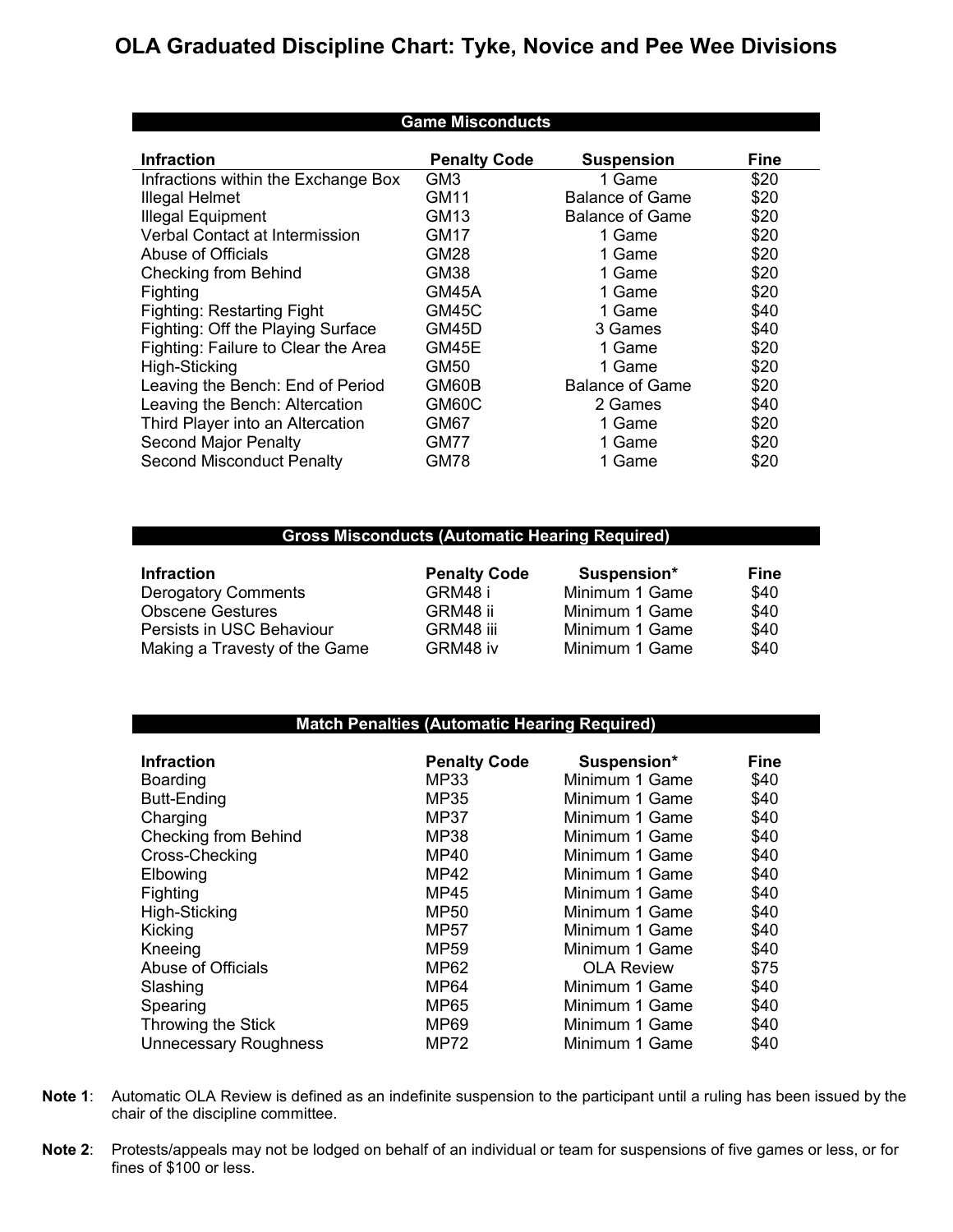# OLA Graduated Discipline Chart: Tyke, Novice and Pee Wee Divisions

## Game Misconducts

| Infraction | Penalty Code | Suspension | Fine |
|---|---|---|---|
| Infractions within the Exchange Box | GM3 | 1 Game | $20 |
| Illegal Helmet | GM11 | Balance of Game | $20 |
| Illegal Equipment | GM13 | Balance of Game | $20 |
| Verbal Contact at Intermission | GM17 | 1 Game | $20 |
| Abuse of Officials | GM28 | 1 Game | $20 |
| Checking from Behind | GM38 | 1 Game | $20 |
| Fighting | GM45A | 1 Game | $20 |
| Fighting: Restarting Fight | GM45C | 1 Game | $40 |
| Fighting: Off the Playing Surface | GM45D | 3 Games | $40 |
| Fighting: Failure to Clear the Area | GM45E | 1 Game | $20 |
| High-Sticking | GM50 | 1 Game | $20 |
| Leaving the Bench: End of Period | GM60B | Balance of Game | $20 |
| Leaving the Bench: Altercation | GM60C | 2 Games | $40 |
| Third Player into an Altercation | GM67 | 1 Game | $20 |
| Second Major Penalty | GM77 | 1 Game | $20 |
| Second Misconduct Penalty | GM78 | 1 Game | $20 |

## Gross Misconducts (Automatic Hearing Required)

| Infraction | Penalty Code | Suspension* | Fine |
|---|---|---|---|
| Derogatory Comments | GRM48 i | Minimum 1 Game | $40 |
| Obscene Gestures | GRM48 ii | Minimum 1 Game | $40 |
| Persists in USC Behaviour | GRM48 iii | Minimum 1 Game | $40 |
| Making a Travesty of the Game | GRM48 iv | Minimum 1 Game | $40 |

## Match Penalties (Automatic Hearing Required)

| Infraction | Penalty Code | Suspension* | Fine |
|---|---|---|---|
| Boarding | MP33 | Minimum 1 Game | $40 |
| Butt-Ending | MP35 | Minimum 1 Game | $40 |
| Charging | MP37 | Minimum 1 Game | $40 |
| Checking from Behind | MP38 | Minimum 1 Game | $40 |
| Cross-Checking | MP40 | Minimum 1 Game | $40 |
| Elbowing | MP42 | Minimum 1 Game | $40 |
| Fighting | MP45 | Minimum 1 Game | $40 |
| High-Sticking | MP50 | Minimum 1 Game | $40 |
| Kicking | MP57 | Minimum 1 Game | $40 |
| Kneeing | MP59 | Minimum 1 Game | $40 |
| Abuse of Officials | MP62 | OLA Review | $75 |
| Slashing | MP64 | Minimum 1 Game | $40 |
| Spearing | MP65 | Minimum 1 Game | $40 |
| Throwing the Stick | MP69 | Minimum 1 Game | $40 |
| Unnecessary Roughness | MP72 | Minimum 1 Game | $40 |

**Note 1**: Automatic OLA Review is defined as an indefinite suspension to the participant until a ruling has been issued by the chair of the discipline committee.

**Note 2**: Protests/appeals may not be lodged on behalf of an individual or team for suspensions of five games or less, or for fines of $100 or less.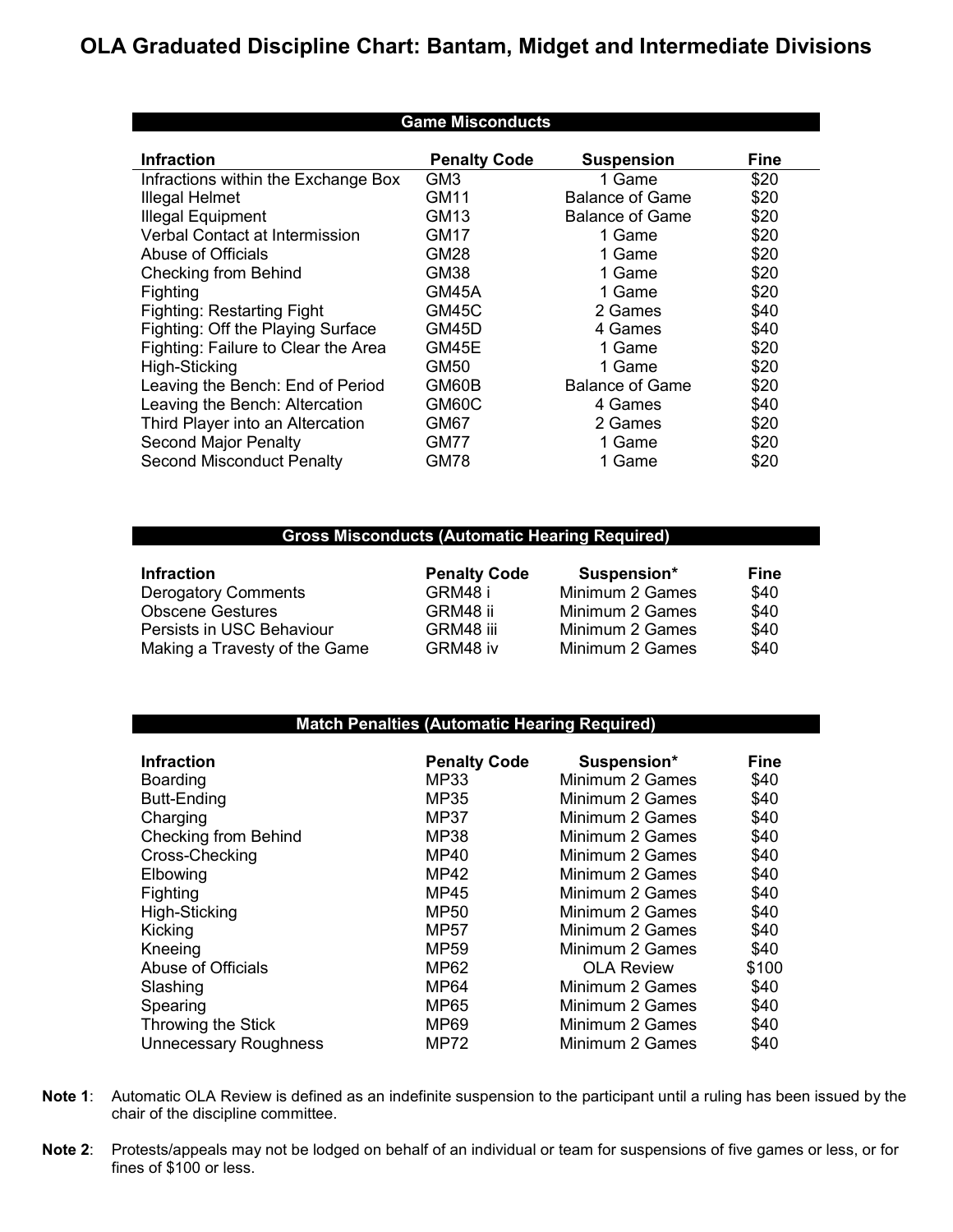# OLA Graduated Discipline Chart: Bantam, Midget and Intermediate Divisions

## Game Misconducts

| Infraction | Penalty Code | Suspension | Fine |
|---|---|---|---|
| Infractions within the Exchange Box | GM3 | 1 Game | $20 |
| Illegal Helmet | GM11 | Balance of Game | $20 |
| Illegal Equipment | GM13 | Balance of Game | $20 |
| Verbal Contact at Intermission | GM17 | 1 Game | $20 |
| Abuse of Officials | GM28 | 1 Game | $20 |
| Checking from Behind | GM38 | 1 Game | $20 |
| Fighting | GM45A | 1 Game | $20 |
| Fighting: Restarting Fight | GM45C | 2 Games | $40 |
| Fighting: Off the Playing Surface | GM45D | 4 Games | $40 |
| Fighting: Failure to Clear the Area | GM45E | 1 Game | $20 |
| High-Sticking | GM50 | 1 Game | $20 |
| Leaving the Bench: End of Period | GM60B | Balance of Game | $20 |
| Leaving the Bench: Altercation | GM60C | 4 Games | $40 |
| Third Player into an Altercation | GM67 | 2 Games | $20 |
| Second Major Penalty | GM77 | 1 Game | $20 |
| Second Misconduct Penalty | GM78 | 1 Game | $20 |

## Gross Misconducts (Automatic Hearing Required)

| Infraction | Penalty Code | Suspension* | Fine |
|---|---|---|---|
| Derogatory Comments | GRM48 i | Minimum 2 Games | $40 |
| Obscene Gestures | GRM48 ii | Minimum 2 Games | $40 |
| Persists in USC Behaviour | GRM48 iii | Minimum 2 Games | $40 |
| Making a Travesty of the Game | GRM48 iv | Minimum 2 Games | $40 |

## Match Penalties (Automatic Hearing Required)

| Infraction | Penalty Code | Suspension* | Fine |
|---|---|---|---|
| Boarding | MP33 | Minimum 2 Games | $40 |
| Butt-Ending | MP35 | Minimum 2 Games | $40 |
| Charging | MP37 | Minimum 2 Games | $40 |
| Checking from Behind | MP38 | Minimum 2 Games | $40 |
| Cross-Checking | MP40 | Minimum 2 Games | $40 |
| Elbowing | MP42 | Minimum 2 Games | $40 |
| Fighting | MP45 | Minimum 2 Games | $40 |
| High-Sticking | MP50 | Minimum 2 Games | $40 |
| Kicking | MP57 | Minimum 2 Games | $40 |
| Kneeing | MP59 | Minimum 2 Games | $40 |
| Abuse of Officials | MP62 | OLA Review | $100 |
| Slashing | MP64 | Minimum 2 Games | $40 |
| Spearing | MP65 | Minimum 2 Games | $40 |
| Throwing the Stick | MP69 | Minimum 2 Games | $40 |
| Unnecessary Roughness | MP72 | Minimum 2 Games | $40 |

**Note 1**: Automatic OLA Review is defined as an indefinite suspension to the participant until a ruling has been issued by the chair of the discipline committee.

**Note 2**: Protests/appeals may not be lodged on behalf of an individual or team for suspensions of five games or less, or for fines of $100 or less.